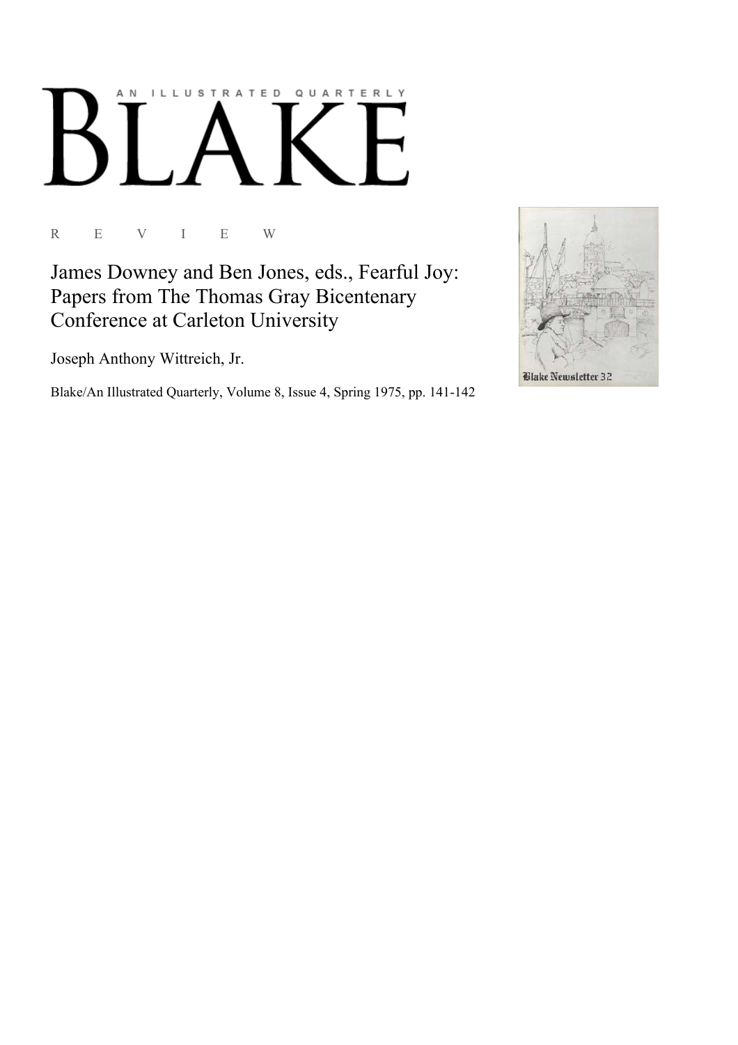# BLAKE

AN ILLUSTRATED QUARTERLY

R E V I E W

## James Downey and Ben Jones, eds., Fearful Joy: Papers from The Thomas Gray Bicentenary Conference at Carleton University

Joseph Anthony Wittreich, Jr.

Blake/An Illustrated Quarterly, Volume 8, Issue 4, Spring 1975, pp. 141-142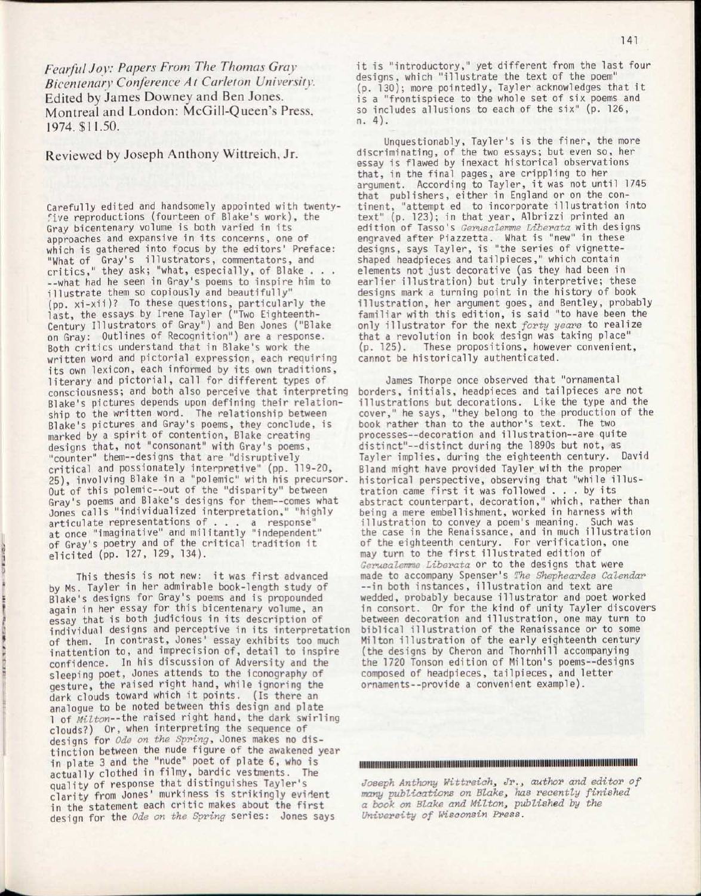*Fearful Joy: Papers From The Thomas Gray Bicentenary Conference At Carleton University.* Edited by James Downey and Ben Jones. Montreal and London: McGill-Queen's Press, 1974. $11.50.

Reviewed by Joseph Anthony Wittreich, Jr.

Carefully edited and handsomely appointed with twenty-five reproductions (fourteen of Blake's work), the Gray bicentenary volume is both varied in its approaches and expansive in its concerns, one of which is gathered into focus by the editors' Preface: "What of Gray's illustrators, commentators, and critics," they ask; "what, especially, of Blake . . . --what had he seen in Gray's poems to inspire him to illustrate them so copiously and beautifully" (pp. xi-xii)? To these questions, particularly the last, the essays by Irene Tayler ("Two Eighteenth-Century Illustrators of Gray") and Ben Jones ("Blake on Gray: Outlines of Recognition") are a response. Both critics understand that in Blake's work the written word and pictorial expression, each requiring its own lexicon, each informed by its own traditions, literary and pictorial, call for different types of consciousness; and both also perceive that interpreting Blake's pictures depends upon defining their relationship to the written word. The relationship between Blake's pictures and Gray's poems, they conclude, is marked by a spirit of contention, Blake creating designs that, not "consonant" with Gray's poems, "counter" them--designs that are "disruptively critical and possionately interpretive" (pp. 119-20, 25), involving Blake in a "polemic" with his precursor. Out of this polemic--out of the "disparity" between Gray's poems and Blake's designs for them--comes what Jones calls "individualized interpretation," "highly articulate representations of . . . a response" at once "imaginative" and militantly "independent" of Gray's poetry and of the critical tradition it elicited (pp. 127, 129, 134).

This thesis is not new: it was first advanced by Ms. Tayler in her admirable book-length study of Blake's designs for Gray's poems and is propounded again in her essay for this bicentenary volume, an essay that is both judicious in its description of individual designs and perceptive in its interpretation of them. In contrast, Jones' essay exhibits too much inattention to, and imprecision of, detail to inspire confidence. In his discussion of Adversity and the sleeping poet, Jones attends to the iconography of gesture, the raised right hand, while ignoring the dark clouds toward which it points. (Is there an analogue to be noted between this design and plate 1 of *Milton*--the raised right hand, the dark swirling clouds?) Or, when interpreting the sequence of designs for *Ode on the Spring*, Jones makes no distinction between the nude figure of the awakened year in plate 3 and the "nude" poet of plate 6, who is actually clothed in filmy, bardic vestments. The quality of response that distinguishes Tayler's clarity from Jones' murkiness is strikingly evident in the statement each critic makes about the first design for the *Ode on the Spring* series: Jones says it is "introductory," yet different from the last four designs, which "illustrate the text of the poem" (p. 130); more pointedly, Tayler acknowledges that it is a "frontispiece to the whole set of six poems and so includes allusions to each of the six" (p. 126, n. 4).

Unquestionably, Tayler's is the finer, the more discriminating, of the two essays; but even so, her essay is flawed by inexact historical observations that, in the final pages, are crippling to her argument. According to Tayler, it was not until 1745 that publishers, either in England or on the continent, "attempt ed to incorporate illustration into text" (p. 123); in that year, Albrizzi printed an edition of Tasso's *Gerusalemme Liberata* with designs engraved after Piazzetta. What is "new" in these designs, says Tayler, is "the series of vignette-shaped headpieces and tailpieces," which contain elements not just decorative (as they had been in earlier illustration) but truly interpretive; these designs mark a turning point in the history of book illustration, her argument goes, and Bentley, probably familiar with this edition, is said "to have been the only illustrator for the next *forty years* to realize that a revolution in book design was taking place" (p. 125). These propositions, however convenient, cannot be historically authenticated.

James Thorpe once observed that "ornamental borders, initials, headpieces and tailpieces are not illustrations but decorations. Like the type and the cover," he says, "they belong to the production of the book rather than to the author's text. The two processes--decoration and illustration--are quite distinct"--distinct during the 1890s but not, as Tayler implies, during the eighteenth century. David Bland might have provided Tayler with the proper historical perspective, observing that "while illustration came first it was followed . . . by its abstract counterpart, decoration," which, rather than being a mere embellishment, worked in harness with illustration to convey a poem's meaning. Such was the case in the Renaissance, and in much illustration of the eighteenth century. For verification, one may turn to the first illustrated edition of *Gerusalemme Liberata* or to the designs that were made to accompany Spenser's *The Shepheardes Calendar* --in both instances, illustration and text are wedded, probably because illustrator and poet worked in consort. Or for the kind of unity Tayler discovers between decoration and illustration, one may turn to biblical illustration of the Renaissance or to some Milton illustration of the early eighteenth century (the designs by Cheron and Thornhill accompanying the 1720 Tonson edition of Milton's poems--designs composed of headpieces, tailpieces, and letter ornaments--provide a convenient example).

---

*Joseph Anthony Wittreich, Jr., author and editor of many publications on Blake, has recently finished a book on Blake and Milton, published by the University of Wisconsin Press.*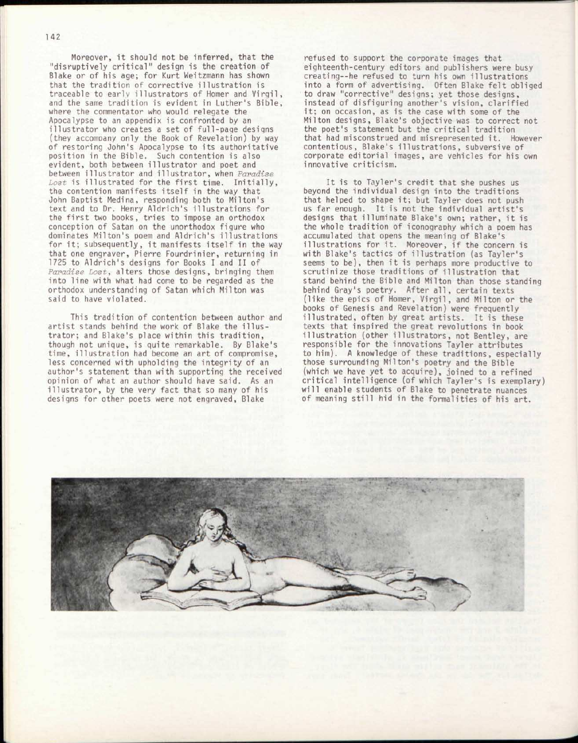Moreover, it should not be inferred, that the "disruptively critical" design is the creation of Blake or of his age; for Kurt Weitzmann has shown that the tradition of corrective illustration is traceable to early illustrators of Homer and Virgil, and the same tradition is evident in Luther's Bible, where the commentator who would relegate the Apocalypse to an appendix is confronted by an illustrator who creates a set of full-page designs (they accompany only the Book of Revelation) by way of restoring John's Apocalypse to its authoritative position in the Bible. Such contention is also evident, both between illustrator and poet and between illustrator and illustrator, when *Paradise Lost* is illustrated for the first time. Initially, the contention manifests itself in the way that John Baptist Medina, responding both to Milton's text and to Dr. Henry Aldrich's illustrations for the first two books, tries to impose an orthodox conception of Satan on the unorthodox figure who dominates Milton's poem and Aldrich's illustrations for it; subsequently, it manifests itself in the way that one engraver, Pierre Fourdrinier, returning in 1725 to Aldrich's designs for Books I and II of *Paradise Lost*, alters those designs, bringing them into line with what had come to be regarded as the orthodox understanding of Satan which Milton was said to have violated.

This tradition of contention between author and artist stands behind the work of Blake the illustrator; and Blake's place within this tradition, though not unique, is quite remarkable. By Blake's time, illustration had become an art of compromise, less concerned with upholding the integrity of an author's statement than with supporting the received opinion of what an author should have said. As an illustrator, by the very fact that so many of his designs for other poets were not engraved, Blake refused to support the corporate images that eighteenth-century editors and publishers were busy creating--he refused to turn his own illustrations into a form of advertising. Often Blake felt obliged to draw "corrective" designs; yet those designs, instead of disfiguring another's vision, clarified it; on occasion, as is the case with some of the Milton designs, Blake's objective was to correct not the poet's statement but the critical tradition that had misconstrued and misrepresented it. However contentious, Blake's illustrations, subversive of corporate editorial images, are vehicles for his own innovative criticism.

It is to Tayler's credit that she pushes us beyond the individual design into the traditions that helped to shape it; but Tayler does not push us far enough. It is not the individual artist's designs that illuminate Blake's own; rather, it is the whole tradition of iconography which a poem has accumulated that opens the meaning of Blake's illustrations for it. Moreover, if the concern is with Blake's tactics of illustration (as Tayler's seems to be), then it is perhaps more productive to scrutinize those traditions of illustration that stand behind the Bible and Milton than those standing behind Gray's poetry. After all, certain texts (like the epics of Homer, Virgil, and Milton or the books of Genesis and Revelation) were frequently illustrated, often by great artists. It is these texts that inspired the great revolutions in book illustration (other illustrators, not Bentley, are responsible for the innovations Tayler attributes to him). A knowledge of these traditions, especially those surrounding Milton's poetry and the Bible (which we have yet to acquire), joined to a refined critical intelligence (of which Tayler's is exemplary) will enable students of Blake to penetrate nuances of meaning still hid in the formalities of his art.